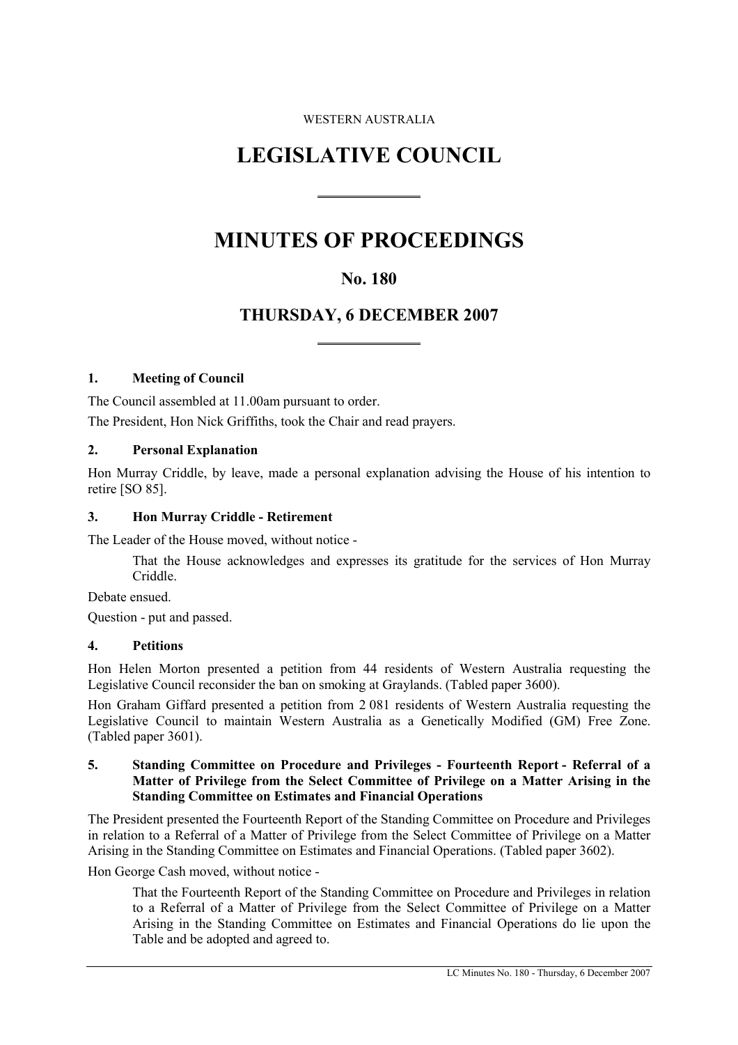WESTERN AUSTRALIA

# LEGISLATIVE COUNCIL

# MINUTES OF PROCEEDINGS

## No. 180

## THURSDAY, 6 DECEMBER 2007

### 1. Meeting of Council

The Council assembled at 11.00am pursuant to order.

The President, Hon Nick Griffiths, took the Chair and read prayers.

### 2. Personal Explanation

Hon Murray Criddle, by leave, made a personal explanation advising the House of his intention to retire [SO 85].

### 3. Hon Murray Criddle - Retirement

The Leader of the House moved, without notice -

> That the House acknowledges and expresses its gratitude for the services of Hon Murray Criddle.

Debate ensued.

Question - put and passed.

### 4. Petitions

Hon Helen Morton presented a petition from 44 residents of Western Australia requesting the Legislative Council reconsider the ban on smoking at Graylands. (Tabled paper 3600).

Hon Graham Giffard presented a petition from 2 081 residents of Western Australia requesting the Legislative Council to maintain Western Australia as a Genetically Modified (GM) Free Zone. (Tabled paper 3601).

### 5. Standing Committee on Procedure and Privileges - Fourteenth Report - Referral of a Matter of Privilege from the Select Committee of Privilege on a Matter Arising in the Standing Committee on Estimates and Financial Operations

The President presented the Fourteenth Report of the Standing Committee on Procedure and Privileges in relation to a Referral of a Matter of Privilege from the Select Committee of Privilege on a Matter Arising in the Standing Committee on Estimates and Financial Operations. (Tabled paper 3602).

Hon George Cash moved, without notice -

> That the Fourteenth Report of the Standing Committee on Procedure and Privileges in relation to a Referral of a Matter of Privilege from the Select Committee of Privilege on a Matter Arising in the Standing Committee on Estimates and Financial Operations do lie upon the Table and be adopted and agreed to.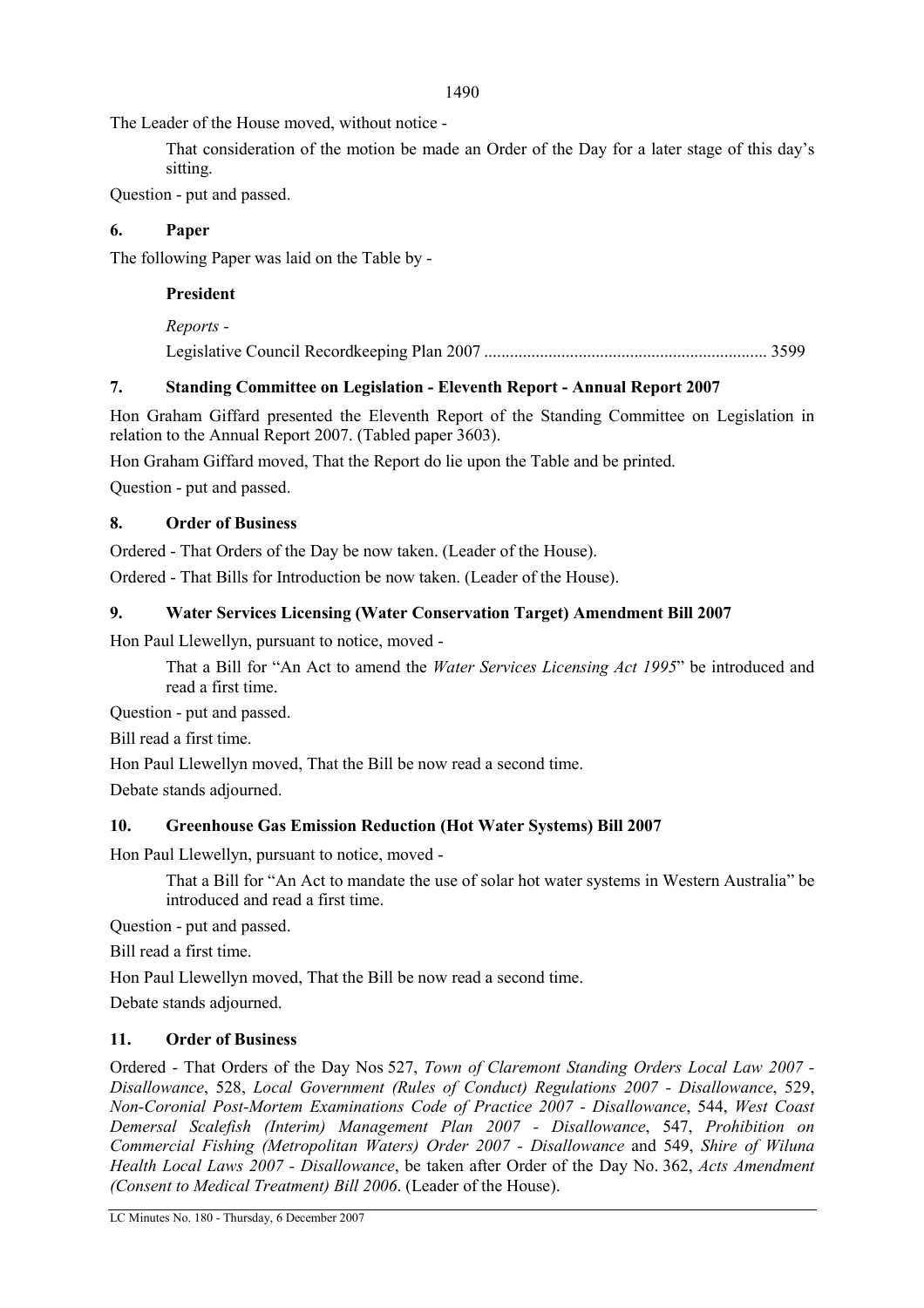The Leader of the House moved, without notice -

> That consideration of the motion be made an Order of the Day for a later stage of this day's sitting.

Question - put and passed.

## 6. Paper

The following Paper was laid on the Table by -

> **President**
>
> *Reports* -
>
> Legislative Council Recordkeeping Plan 2007 ................................................................. 3599

## 7. Standing Committee on Legislation - Eleventh Report - Annual Report 2007

Hon Graham Giffard presented the Eleventh Report of the Standing Committee on Legislation in relation to the Annual Report 2007. (Tabled paper 3603).

Hon Graham Giffard moved, That the Report do lie upon the Table and be printed.

Question - put and passed.

## 8. Order of Business

Ordered - That Orders of the Day be now taken. (Leader of the House).

Ordered - That Bills for Introduction be now taken. (Leader of the House).

## 9. Water Services Licensing (Water Conservation Target) Amendment Bill 2007

Hon Paul Llewellyn, pursuant to notice, moved -

> That a Bill for "An Act to amend the *Water Services Licensing Act 1995*" be introduced and read a first time.

Question - put and passed.

Bill read a first time.

Hon Paul Llewellyn moved, That the Bill be now read a second time.

Debate stands adjourned.

## 10. Greenhouse Gas Emission Reduction (Hot Water Systems) Bill 2007

Hon Paul Llewellyn, pursuant to notice, moved -

> That a Bill for "An Act to mandate the use of solar hot water systems in Western Australia" be introduced and read a first time.

Question - put and passed.

Bill read a first time.

Hon Paul Llewellyn moved, That the Bill be now read a second time.

Debate stands adjourned.

## 11. Order of Business

Ordered - That Orders of the Day Nos 527, *Town of Claremont Standing Orders Local Law 2007 - Disallowance*, 528, *Local Government (Rules of Conduct) Regulations 2007 - Disallowance*, 529, *Non-Coronial Post-Mortem Examinations Code of Practice 2007 - Disallowance*, 544, *West Coast Demersal Scalefish (Interim) Management Plan 2007 - Disallowance*, 547, *Prohibition on Commercial Fishing (Metropolitan Waters) Order 2007 - Disallowance* and 549, *Shire of Wiluna Health Local Laws 2007 - Disallowance*, be taken after Order of the Day No. 362, *Acts Amendment (Consent to Medical Treatment) Bill 2006*. (Leader of the House).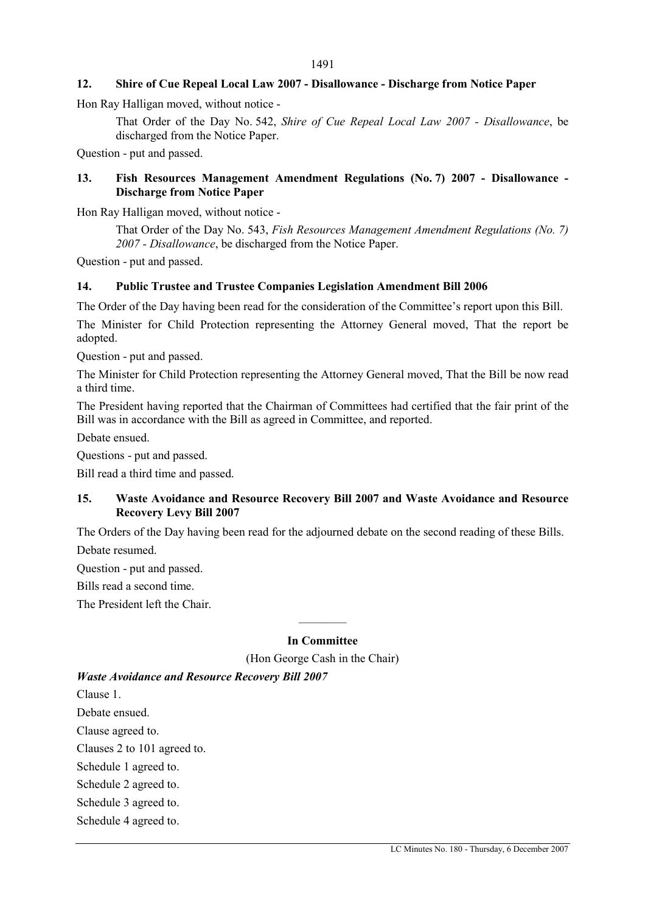## 12. Shire of Cue Repeal Local Law 2007 - Disallowance - Discharge from Notice Paper

Hon Ray Halligan moved, without notice -

> That Order of the Day No. 542, *Shire of Cue Repeal Local Law 2007 - Disallowance*, be discharged from the Notice Paper.

Question - put and passed.

## 13. Fish Resources Management Amendment Regulations (No. 7) 2007 - Disallowance - Discharge from Notice Paper

Hon Ray Halligan moved, without notice -

> That Order of the Day No. 543, *Fish Resources Management Amendment Regulations (No. 7) 2007 - Disallowance*, be discharged from the Notice Paper.

Question - put and passed.

## 14. Public Trustee and Trustee Companies Legislation Amendment Bill 2006

The Order of the Day having been read for the consideration of the Committee's report upon this Bill.

The Minister for Child Protection representing the Attorney General moved, That the report be adopted.

Question - put and passed.

The Minister for Child Protection representing the Attorney General moved, That the Bill be now read a third time.

The President having reported that the Chairman of Committees had certified that the fair print of the Bill was in accordance with the Bill as agreed in Committee, and reported.

Debate ensued.

Questions - put and passed.

Bill read a third time and passed.

## 15. Waste Avoidance and Resource Recovery Bill 2007 and Waste Avoidance and Resource Recovery Levy Bill 2007

The Orders of the Day having been read for the adjourned debate on the second reading of these Bills.

Debate resumed.

Question - put and passed.

Bills read a second time.

The President left the Chair.

---

**In Committee**

(Hon George Cash in the Chair)

***Waste Avoidance and Resource Recovery Bill 2007***

Clause 1.

Debate ensued.

Clause agreed to.

Clauses 2 to 101 agreed to.

Schedule 1 agreed to.

Schedule 2 agreed to.

Schedule 3 agreed to.

Schedule 4 agreed to.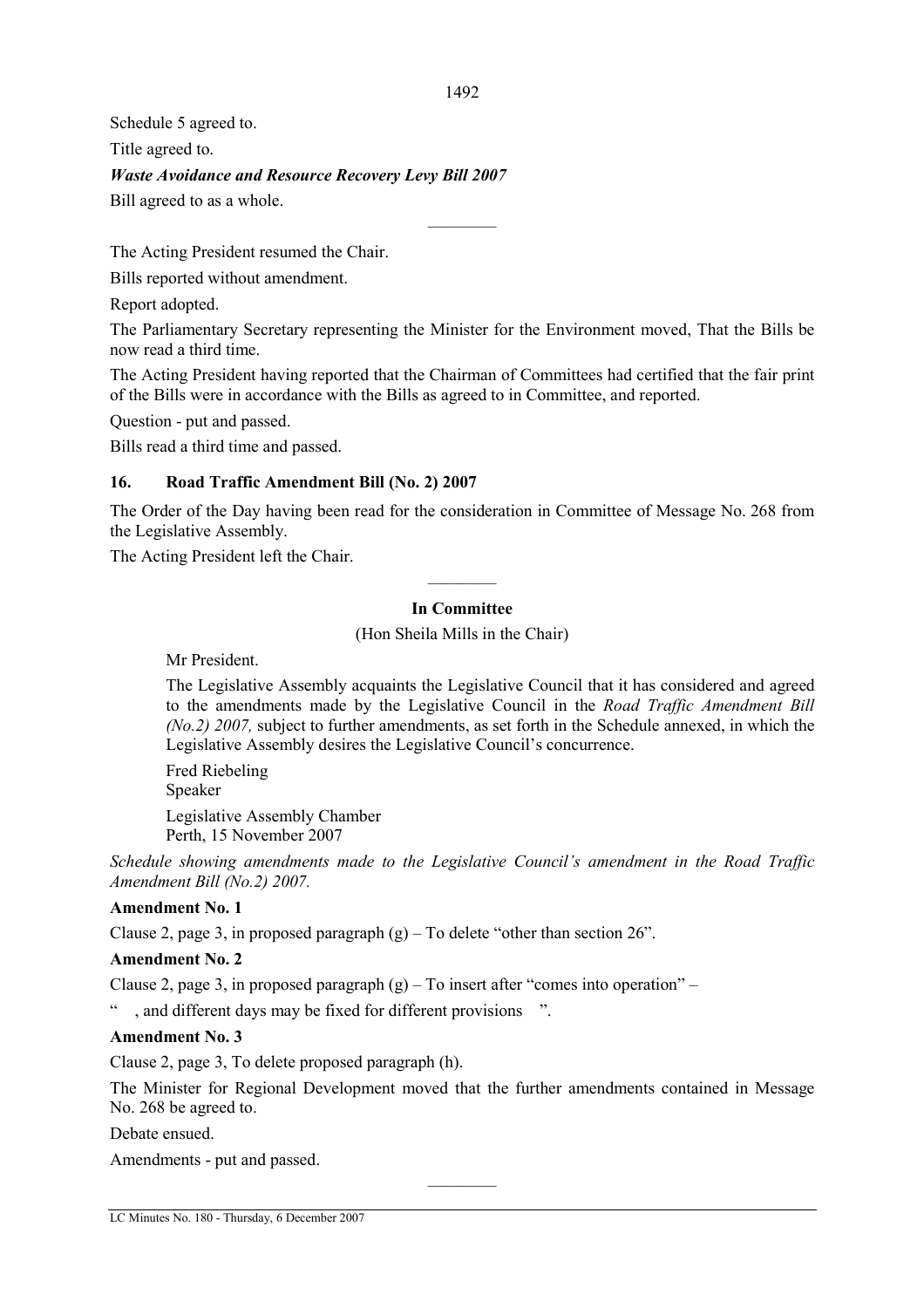Schedule 5 agreed to.

Title agreed to.

***Waste Avoidance and Resource Recovery Levy Bill 2007***

Bill agreed to as a whole.

————

The Acting President resumed the Chair.

Bills reported without amendment.

Report adopted.

The Parliamentary Secretary representing the Minister for the Environment moved, That the Bills be now read a third time.

The Acting President having reported that the Chairman of Committees had certified that the fair print of the Bills were in accordance with the Bills as agreed to in Committee, and reported.

Question - put and passed.

Bills read a third time and passed.

### 16. Road Traffic Amendment Bill (No. 2) 2007

The Order of the Day having been read for the consideration in Committee of Message No. 268 from the Legislative Assembly.

The Acting President left the Chair.

————

**In Committee**

(Hon Sheila Mills in the Chair)

> Mr President.
>
> The Legislative Assembly acquaints the Legislative Council that it has considered and agreed to the amendments made by the Legislative Council in the *Road Traffic Amendment Bill (No.2) 2007,* subject to further amendments, as set forth in the Schedule annexed, in which the Legislative Assembly desires the Legislative Council's concurrence.
>
> Fred Riebeling
> Speaker
>
> Legislative Assembly Chamber
> Perth, 15 November 2007

*Schedule showing amendments made to the Legislative Council's amendment in the Road Traffic Amendment Bill (No.2) 2007.*

**Amendment No. 1**

Clause 2, page 3, in proposed paragraph (g) – To delete "other than section 26".

**Amendment No. 2**

Clause 2, page 3, in proposed paragraph (g) – To insert after "comes into operation" –

" , and different days may be fixed for different provisions ".

**Amendment No. 3**

Clause 2, page 3, To delete proposed paragraph (h).

The Minister for Regional Development moved that the further amendments contained in Message No. 268 be agreed to.

Debate ensued.

Amendments - put and passed.

————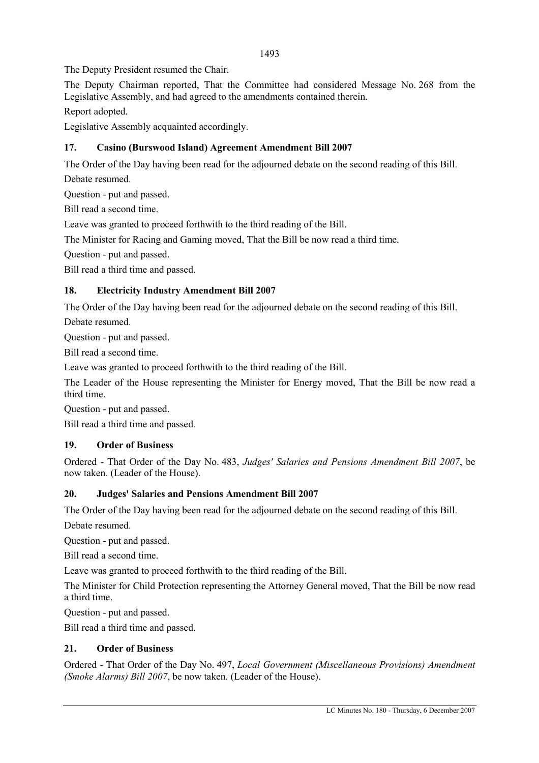The Deputy President resumed the Chair.

The Deputy Chairman reported, That the Committee had considered Message No. 268 from the Legislative Assembly, and had agreed to the amendments contained therein.

Report adopted.

Legislative Assembly acquainted accordingly.

### 17. Casino (Burswood Island) Agreement Amendment Bill 2007

The Order of the Day having been read for the adjourned debate on the second reading of this Bill.

Debate resumed.

Question - put and passed.

Bill read a second time.

Leave was granted to proceed forthwith to the third reading of the Bill.

The Minister for Racing and Gaming moved, That the Bill be now read a third time.

Question - put and passed.

Bill read a third time and passed.

### 18. Electricity Industry Amendment Bill 2007

The Order of the Day having been read for the adjourned debate on the second reading of this Bill.

Debate resumed.

Question - put and passed.

Bill read a second time.

Leave was granted to proceed forthwith to the third reading of the Bill.

The Leader of the House representing the Minister for Energy moved, That the Bill be now read a third time.

Question - put and passed.

Bill read a third time and passed.

### 19. Order of Business

Ordered - That Order of the Day No. 483, *Judges' Salaries and Pensions Amendment Bill 2007*, be now taken. (Leader of the House).

### 20. Judges' Salaries and Pensions Amendment Bill 2007

The Order of the Day having been read for the adjourned debate on the second reading of this Bill.

Debate resumed.

Question - put and passed.

Bill read a second time.

Leave was granted to proceed forthwith to the third reading of the Bill.

The Minister for Child Protection representing the Attorney General moved, That the Bill be now read a third time.

Question - put and passed.

Bill read a third time and passed.

### 21. Order of Business

Ordered - That Order of the Day No. 497, *Local Government (Miscellaneous Provisions) Amendment (Smoke Alarms) Bill 2007*, be now taken. (Leader of the House).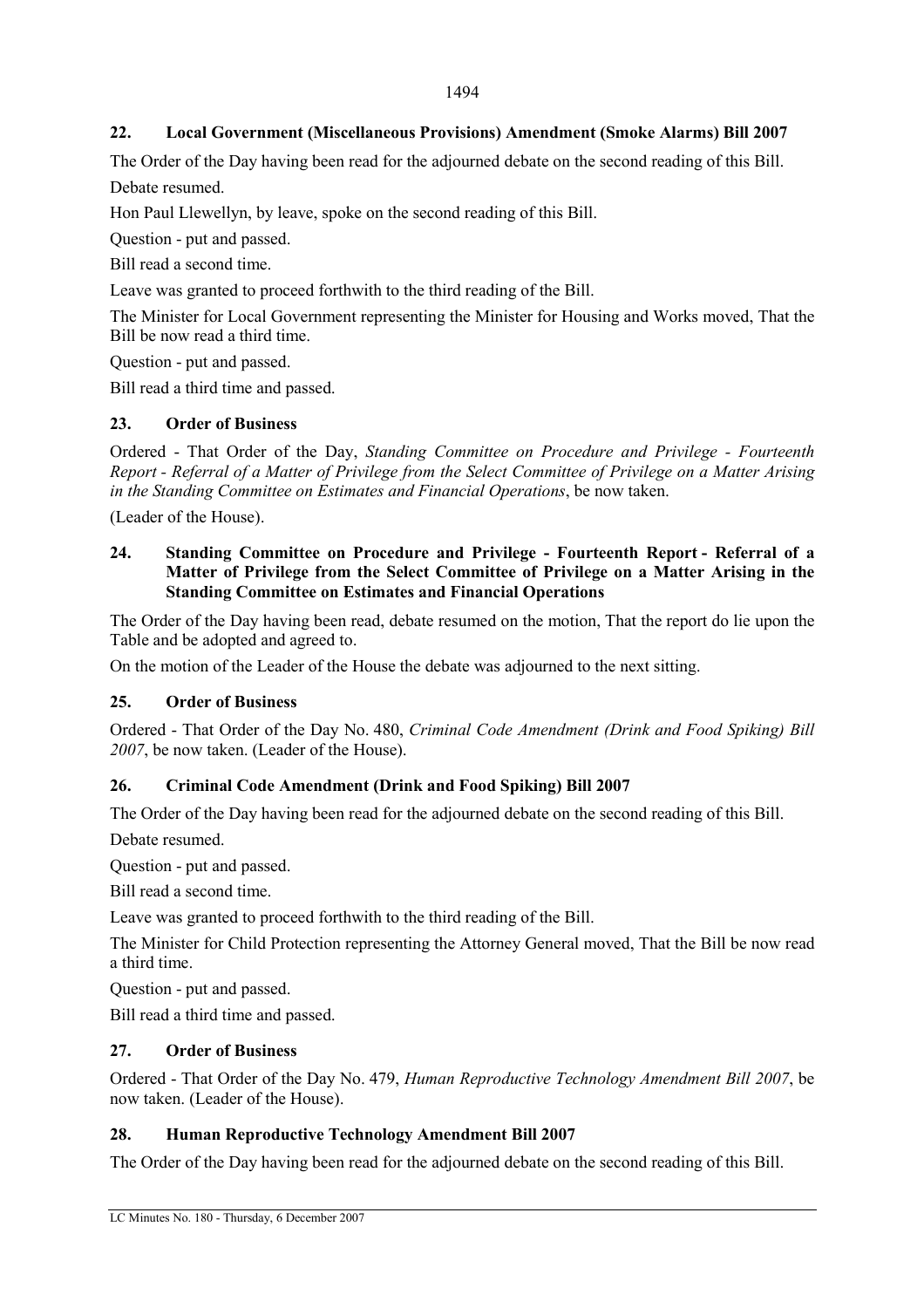## 22. Local Government (Miscellaneous Provisions) Amendment (Smoke Alarms) Bill 2007

The Order of the Day having been read for the adjourned debate on the second reading of this Bill.

Debate resumed.

Hon Paul Llewellyn, by leave, spoke on the second reading of this Bill.

Question - put and passed.

Bill read a second time.

Leave was granted to proceed forthwith to the third reading of the Bill.

The Minister for Local Government representing the Minister for Housing and Works moved, That the Bill be now read a third time.

Question - put and passed.

Bill read a third time and passed.

## 23. Order of Business

Ordered - That Order of the Day, *Standing Committee on Procedure and Privilege - Fourteenth Report - Referral of a Matter of Privilege from the Select Committee of Privilege on a Matter Arising in the Standing Committee on Estimates and Financial Operations*, be now taken.

(Leader of the House).

## 24. Standing Committee on Procedure and Privilege - Fourteenth Report - Referral of a Matter of Privilege from the Select Committee of Privilege on a Matter Arising in the Standing Committee on Estimates and Financial Operations

The Order of the Day having been read, debate resumed on the motion, That the report do lie upon the Table and be adopted and agreed to.

On the motion of the Leader of the House the debate was adjourned to the next sitting.

## 25. Order of Business

Ordered - That Order of the Day No. 480, *Criminal Code Amendment (Drink and Food Spiking) Bill 2007*, be now taken. (Leader of the House).

## 26. Criminal Code Amendment (Drink and Food Spiking) Bill 2007

The Order of the Day having been read for the adjourned debate on the second reading of this Bill.

Debate resumed.

Question - put and passed.

Bill read a second time.

Leave was granted to proceed forthwith to the third reading of the Bill.

The Minister for Child Protection representing the Attorney General moved, That the Bill be now read a third time.

Question - put and passed.

Bill read a third time and passed.

## 27. Order of Business

Ordered - That Order of the Day No. 479, *Human Reproductive Technology Amendment Bill 2007*, be now taken. (Leader of the House).

## 28. Human Reproductive Technology Amendment Bill 2007

The Order of the Day having been read for the adjourned debate on the second reading of this Bill.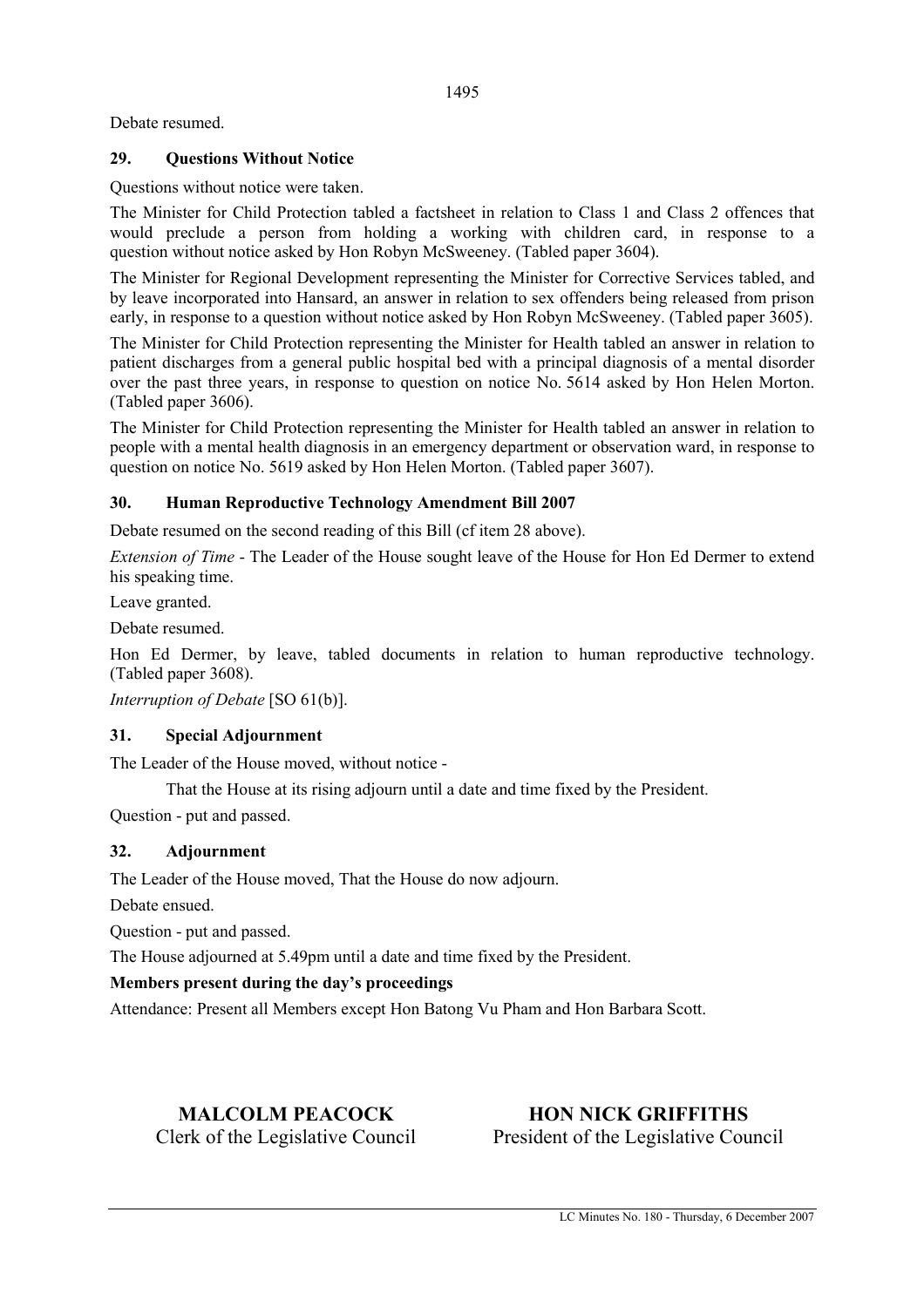Debate resumed.

### 29. Questions Without Notice

Questions without notice were taken.

The Minister for Child Protection tabled a factsheet in relation to Class 1 and Class 2 offences that would preclude a person from holding a working with children card, in response to a question without notice asked by Hon Robyn McSweeney. (Tabled paper 3604).

The Minister for Regional Development representing the Minister for Corrective Services tabled, and by leave incorporated into Hansard, an answer in relation to sex offenders being released from prison early, in response to a question without notice asked by Hon Robyn McSweeney. (Tabled paper 3605).

The Minister for Child Protection representing the Minister for Health tabled an answer in relation to patient discharges from a general public hospital bed with a principal diagnosis of a mental disorder over the past three years, in response to question on notice No. 5614 asked by Hon Helen Morton. (Tabled paper 3606).

The Minister for Child Protection representing the Minister for Health tabled an answer in relation to people with a mental health diagnosis in an emergency department or observation ward, in response to question on notice No. 5619 asked by Hon Helen Morton. (Tabled paper 3607).

### 30. Human Reproductive Technology Amendment Bill 2007

Debate resumed on the second reading of this Bill (cf item 28 above).

*Extension of Time* - The Leader of the House sought leave of the House for Hon Ed Dermer to extend his speaking time.

Leave granted.

Debate resumed.

Hon Ed Dermer, by leave, tabled documents in relation to human reproductive technology. (Tabled paper 3608).

*Interruption of Debate* [SO 61(b)].

### 31. Special Adjournment

The Leader of the House moved, without notice -

> That the House at its rising adjourn until a date and time fixed by the President.

Question - put and passed.

### 32. Adjournment

The Leader of the House moved, That the House do now adjourn.

Debate ensued.

Question - put and passed.

The House adjourned at 5.49pm until a date and time fixed by the President.

**Members present during the day's proceedings**

Attendance: Present all Members except Hon Batong Vu Pham and Hon Barbara Scott.

**MALCOLM PEACOCK**
Clerk of the Legislative Council

**HON NICK GRIFFITHS**
President of the Legislative Council